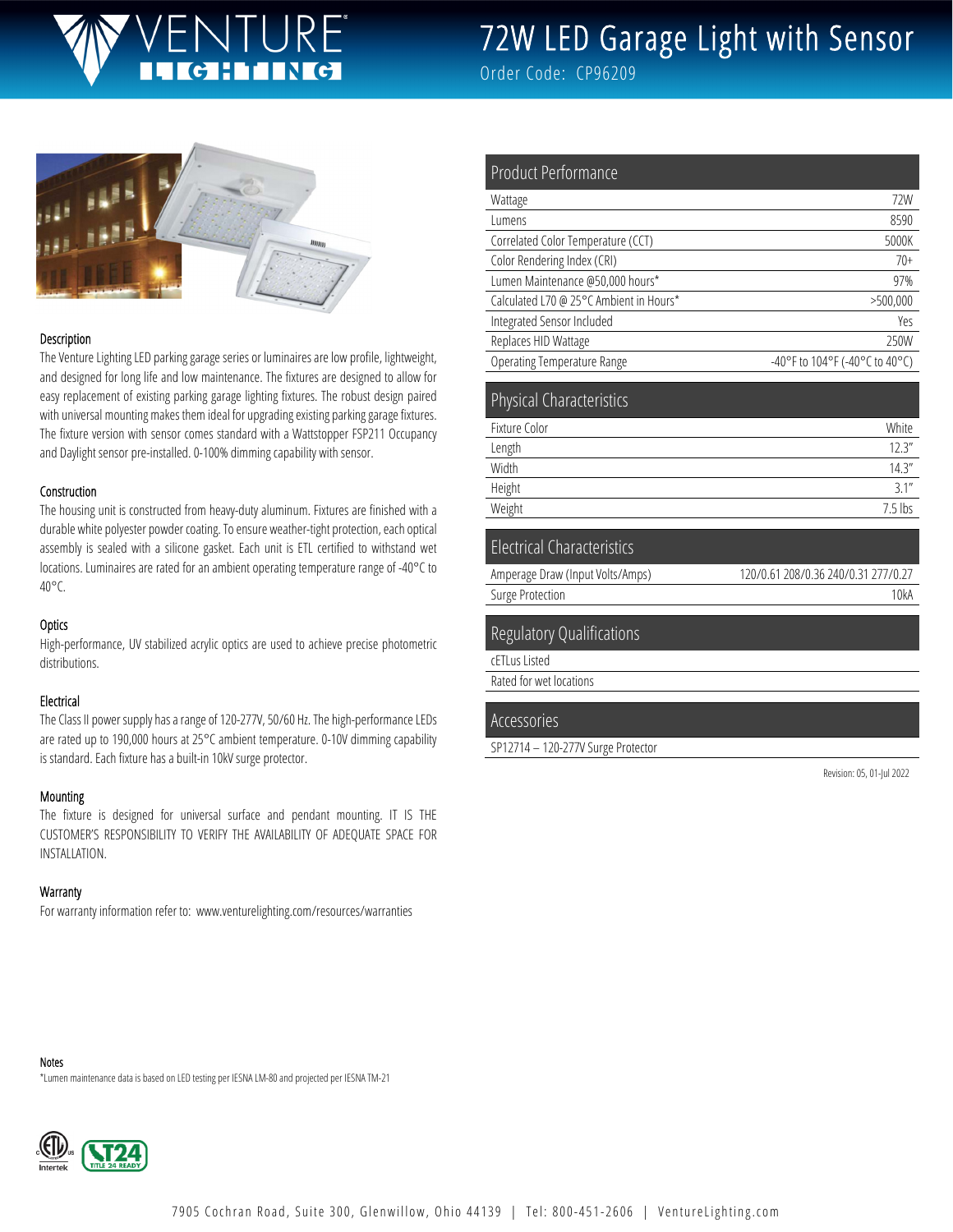# 72W LED Garage Light with Sensor

Order Code: CP96209

### Description

The Venture Lighting LED parking garage series or luminaires are low profile, lightweight, and designed for long life and low maintenance. The fixtures are designed to allow for easy replacement of existing parking garage lighting fixtures. The robust design paired with universal mounting makes them ideal for upgrading existing parking garage fixtures. The fixture version with sensor comes standard with a Wattstopper FSP211 Occupancy and Daylight sensor pre-installed. 0-100% dimming capability with sensor.

### Construction

The housing unit is constructed from heavy-duty aluminum. Fixtures are finished with a durable white polyester powder coating. To ensure weather-tight protection, each optical assembly is sealed with a silicone gasket. Each unit is ETL certified to withstand wet locations. Luminaires are rated for an ambient operating temperature range of -40°C to 40°C.

### Optics

High-performance, UV stabilized acrylic optics are used to achieve precise photometric distributions.

### Electrical

The Class II power supply has a range of 120-277V, 50/60 Hz. The high-performance LEDs are rated up to 190,000 hours at 25°C ambient temperature. 0-10V dimming capability is standard. Each fixture has a built-in 10kV surge protector.

### Mounting

The fixture is designed for universal surface and pendant mounting. IT IS THE CUSTOMER'S RESPONSIBILITY TO VERIFY THE AVAILABILITY OF ADEQUATE SPACE FOR INSTALLATION.

### Warranty

For warranty information refer to: www.venturelighting.com/resources/warranties

## Product Performance

| Product Performance | |
|---|---|
| Wattage | 72W |
| Lumens | 8590 |
| Correlated Color Temperature (CCT) | 5000K |
| Color Rendering Index (CRI) | 70+ |
| Lumen Maintenance @50,000 hours* | 97% |
| Calculated L70 @ 25°C Ambient in Hours* | >500,000 |
| Integrated Sensor Included | Yes |
| Replaces HID Wattage | 250W |
| Operating Temperature Range | -40°F to 104°F (-40°C to 40°C) |

## Physical Characteristics

| Physical Characteristics | |
|---|---|
| Fixture Color | White |
| Length | 12.3" |
| Width | 14.3" |
| Height | 3.1" |
| Weight | 7.5 lbs |

## Electrical Characteristics

| Electrical Characteristics | |
|---|---|
| Amperage Draw (Input Volts/Amps) | 120/0.61 208/0.36 240/0.31 277/0.27 |
| Surge Protection | 10kA |

## Regulatory Qualifications

- cETLus Listed
- Rated for wet locations

## Accessories

- SP12714 – 120-277V Surge Protector

Revision: 05, 01-Jul 2022

### Notes

*Lumen maintenance data is based on LED testing per IESNA LM-80 and projected per IESNA TM-21

7905 Cochran Road, Suite 300, Glenwillow, Ohio 44139 | Tel: 800-451-2606 | VentureLighting.com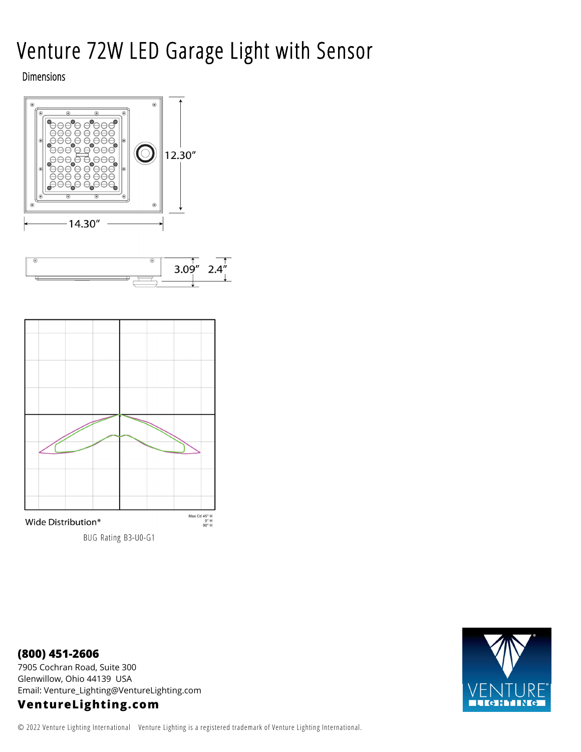# Venture 72W LED Garage Light with Sensor

Dimensions

12.30″

14.30″

3.09″ 2.4″

Wide Distribution*

Max Cd 45° H
0° H
90° H

BUG Rating B3-U0-G1

**(800) 451-2606**
7905 Cochran Road, Suite 300
Glenwillow, Ohio 44139 USA
Email: Venture_Lighting@VentureLighting.com
**VentureLighting.com**

VENTURE® LIGHTING

© 2022 Venture Lighting International Venture Lighting is a registered trademark of Venture Lighting International.